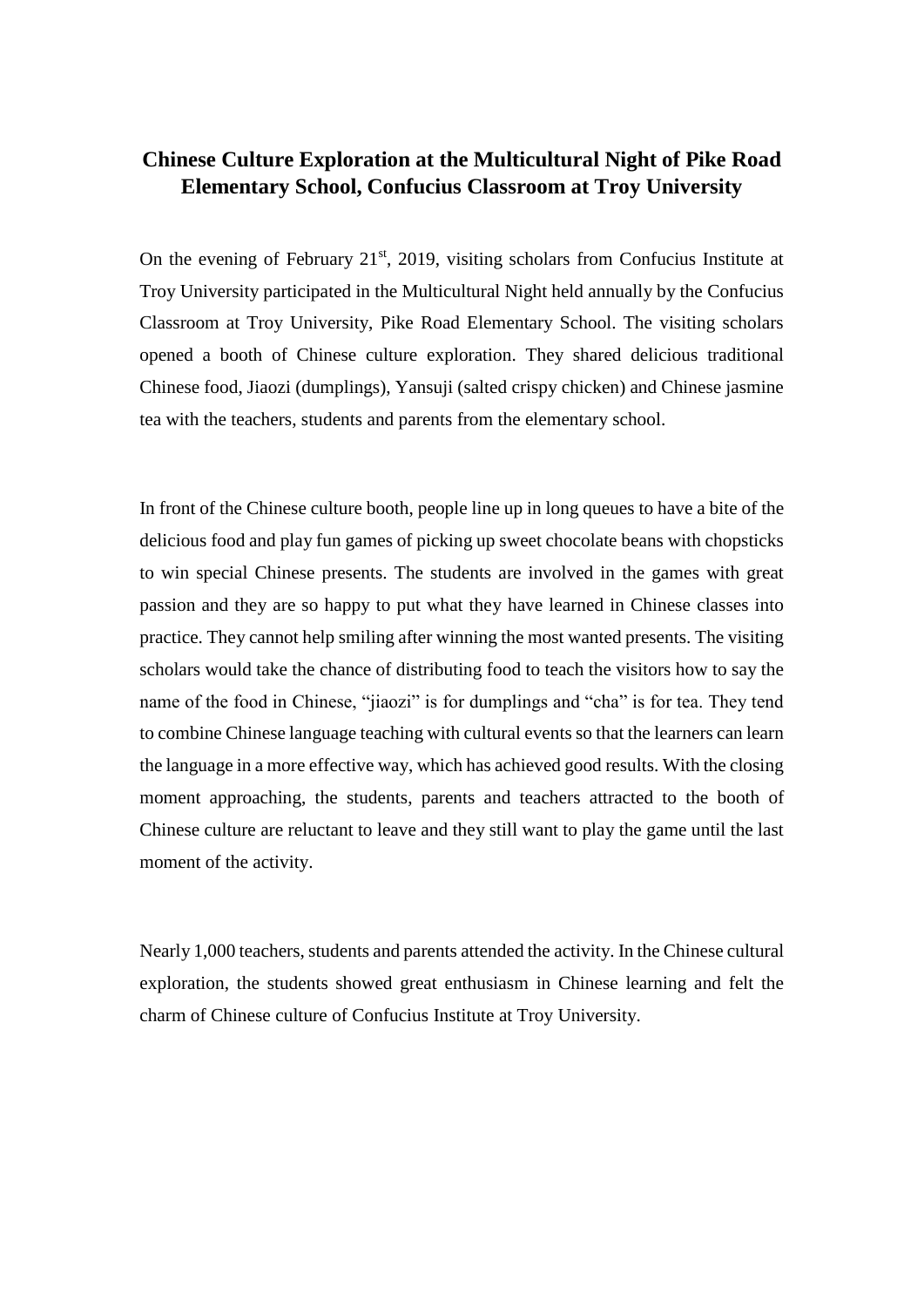# Chinese Culture Exploration at the Multicultural Night of Pike Road Elementary School, Confucius Classroom at Troy University

On the evening of February 21st, 2019, visiting scholars from Confucius Institute at Troy University participated in the Multicultural Night held annually by the Confucius Classroom at Troy University, Pike Road Elementary School. The visiting scholars opened a booth of Chinese culture exploration. They shared delicious traditional Chinese food, Jiaozi (dumplings), Yansuji (salted crispy chicken) and Chinese jasmine tea with the teachers, students and parents from the elementary school.

In front of the Chinese culture booth, people line up in long queues to have a bite of the delicious food and play fun games of picking up sweet chocolate beans with chopsticks to win special Chinese presents. The students are involved in the games with great passion and they are so happy to put what they have learned in Chinese classes into practice. They cannot help smiling after winning the most wanted presents. The visiting scholars would take the chance of distributing food to teach the visitors how to say the name of the food in Chinese, "jiaozi" is for dumplings and "cha" is for tea. They tend to combine Chinese language teaching with cultural events so that the learners can learn the language in a more effective way, which has achieved good results. With the closing moment approaching, the students, parents and teachers attracted to the booth of Chinese culture are reluctant to leave and they still want to play the game until the last moment of the activity.

Nearly 1,000 teachers, students and parents attended the activity. In the Chinese cultural exploration, the students showed great enthusiasm in Chinese learning and felt the charm of Chinese culture of Confucius Institute at Troy University.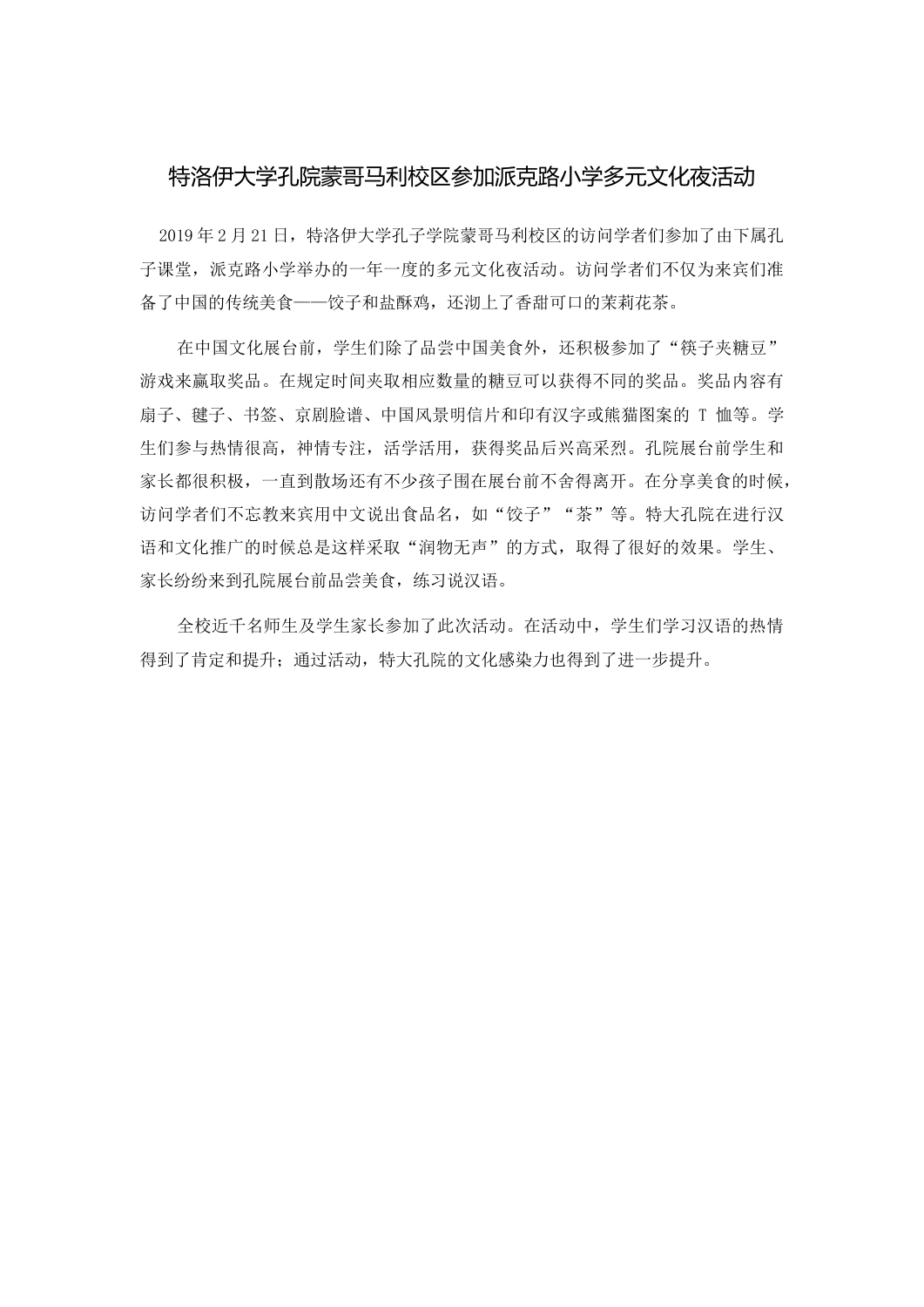# 特洛伊大学孔院蒙哥马利校区参加派克路小学多元文化夜活动

2019 年 2 月 21 日，特洛伊大学孔子学院蒙哥马利校区的访问学者们参加了由下属孔子课堂，派克路小学举办的一年一度的多元文化夜活动。访问学者们不仅为来宾们准备了中国的传统美食——饺子和盐酥鸡，还沏上了香甜可口的茉莉花茶。

在中国文化展台前，学生们除了品尝中国美食外，还积极参加了“筷子夹糖豆”游戏来赢取奖品。在规定时间夹取相应数量的糖豆可以获得不同的奖品。奖品内容有扇子、毽子、书签、京剧脸谱、中国风景明信片和印有汉字或熊猫图案的 T 恤等。学生们参与热情很高，神情专注，活学活用，获得奖品后兴高采烈。孔院展台前学生和家长都很积极，一直到散场还有不少孩子围在展台前不舍得离开。在分享美食的时候，访问学者们不忘教来宾用中文说出食品名，如“饺子”“茶”等。特大孔院在进行汉语和文化推广的时候总是这样采取“润物无声”的方式，取得了很好的效果。学生、家长纷纷来到孔院展台前品尝美食，练习说汉语。

全校近千名师生及学生家长参加了此次活动。在活动中，学生们学习汉语的热情得到了肯定和提升；通过活动，特大孔院的文化感染力也得到了进一步提升。